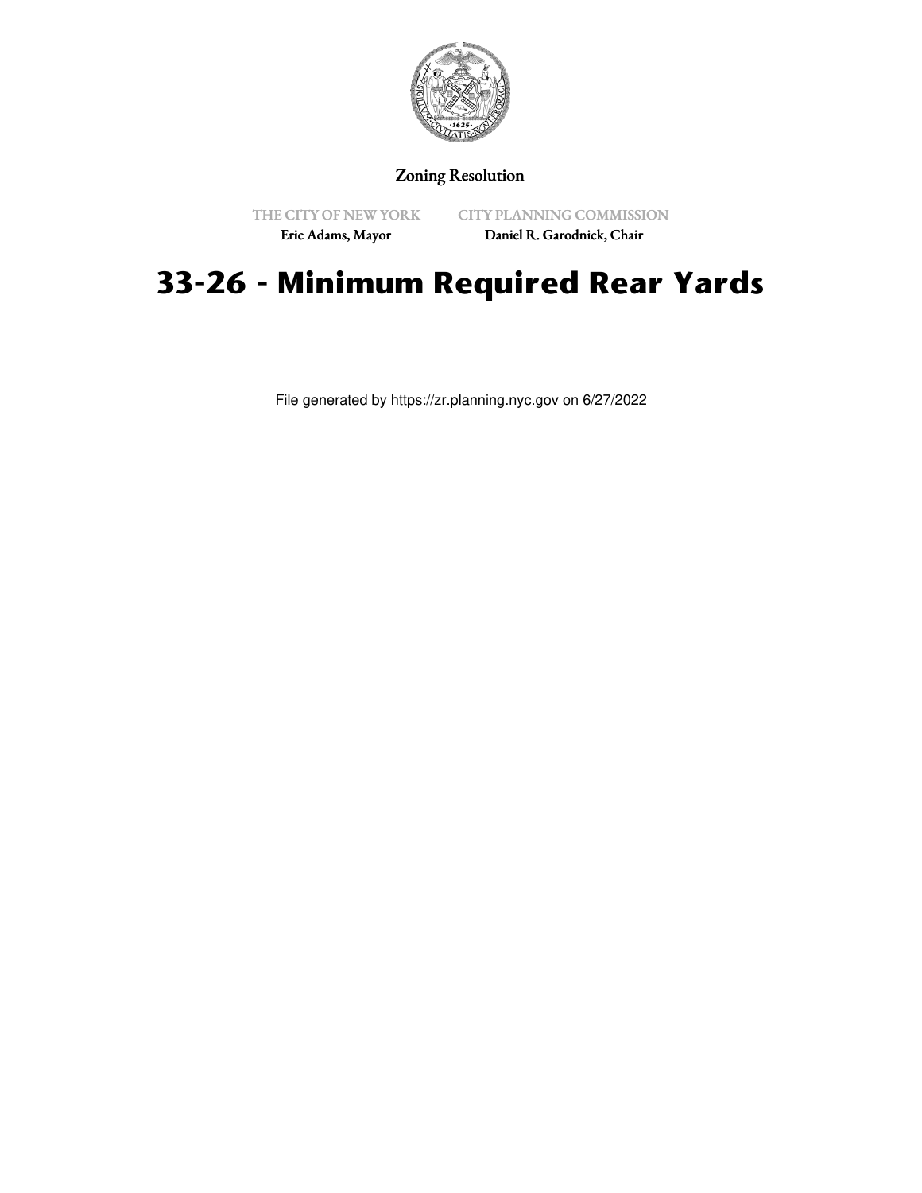Zoning Resolution

THE CITY OF NEW YORK
Eric Adams, Mayor

CITY PLANNING COMMISSION
Daniel R. Garodnick, Chair

# 33-26 - Minimum Required Rear Yards

File generated by https://zr.planning.nyc.gov on 6/27/2022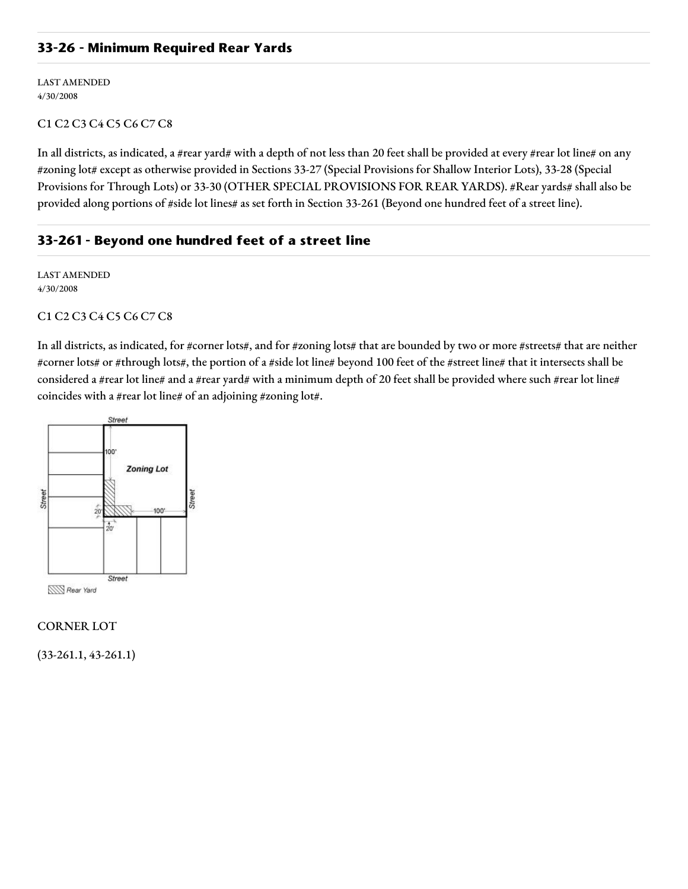## 33-26 - Minimum Required Rear Yards

LAST AMENDED
4/30/2008

C1 C2 C3 C4 C5 C6 C7 C8

In all districts, as indicated, a #rear yard# with a depth of not less than 20 feet shall be provided at every #rear lot line# on any #zoning lot# except as otherwise provided in Sections 33-27 (Special Provisions for Shallow Interior Lots), 33-28 (Special Provisions for Through Lots) or 33-30 (OTHER SPECIAL PROVISIONS FOR REAR YARDS). #Rear yards# shall also be provided along portions of #side lot lines# as set forth in Section 33-261 (Beyond one hundred feet of a street line).

## 33-261 - Beyond one hundred feet of a street line

LAST AMENDED
4/30/2008

C1 C2 C3 C4 C5 C6 C7 C8

In all districts, as indicated, for #corner lots#, and for #zoning lots# that are bounded by two or more #streets# that are neither #corner lots# or #through lots#, the portion of a #side lot line# beyond 100 feet of the #street line# that it intersects shall be considered a #rear lot line# and a #rear yard# with a minimum depth of 20 feet shall be provided where such #rear lot line# coincides with a #rear lot line# of an adjoining #zoning lot#.

CORNER LOT

(33-261.1, 43-261.1)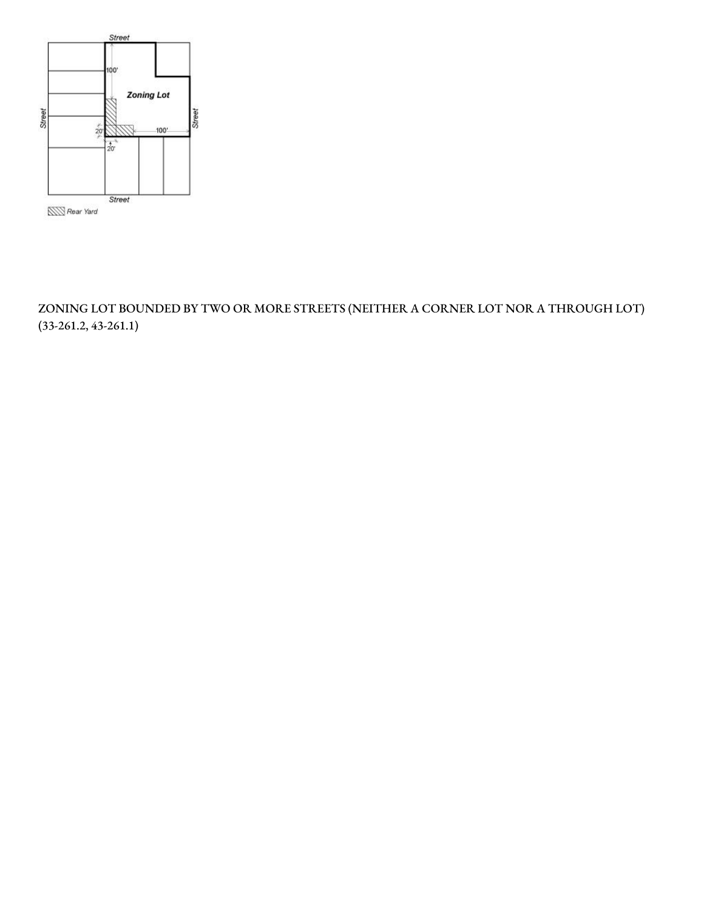Street

100'

Zoning Lot

Street

Street

20'

100'

20'

Street

Rear Yard

ZONING LOT BOUNDED BY TWO OR MORE STREETS (NEITHER A CORNER LOT NOR A THROUGH LOT) (33-261.2, 43-261.1)